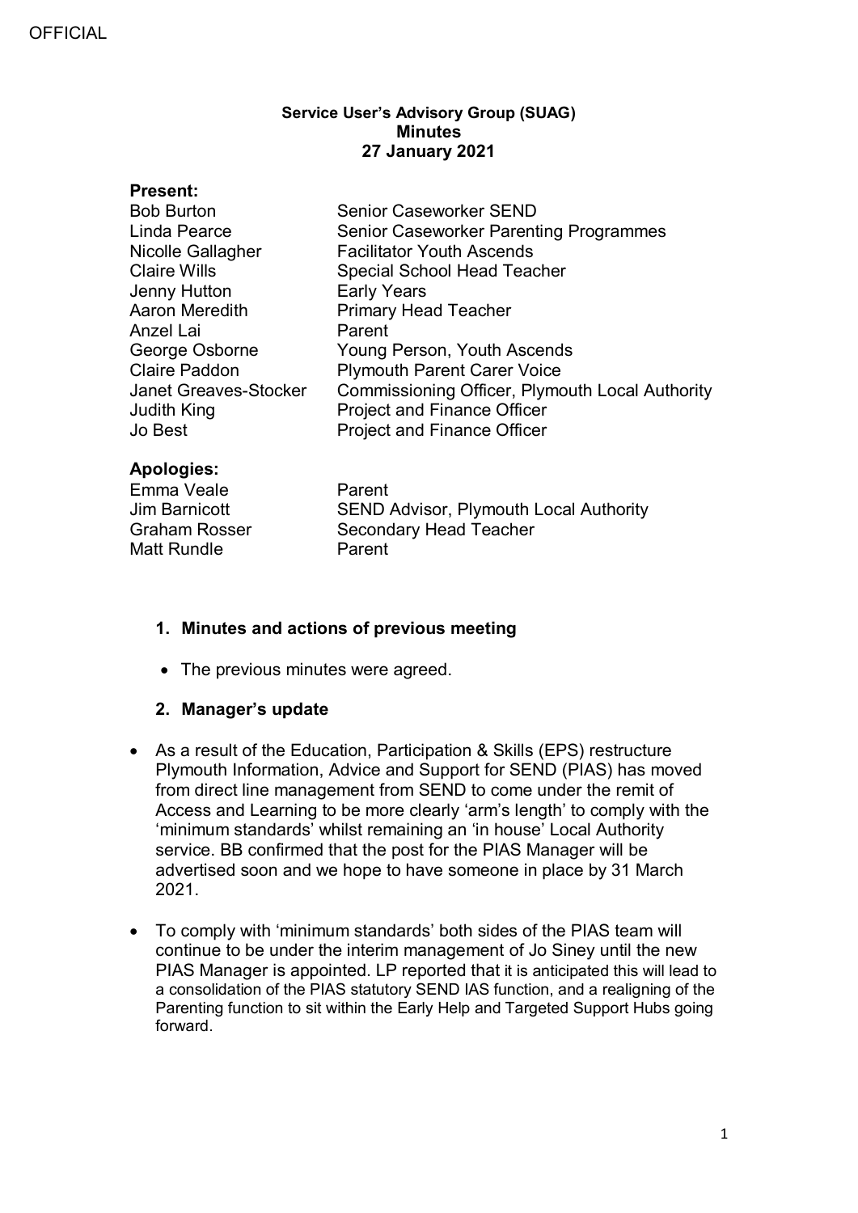OFFICIAL

**Service User's Advisory Group (SUAG)**
**Minutes**
**27 January 2021**

**Present:**

| | |
|---|---|
| Bob Burton | Senior Caseworker SEND |
| Linda Pearce | Senior Caseworker Parenting Programmes |
| Nicolle Gallagher | Facilitator Youth Ascends |
| Claire Wills | Special School Head Teacher |
| Jenny Hutton | Early Years |
| Aaron Meredith | Primary Head Teacher |
| Anzel Lai | Parent |
| George Osborne | Young Person, Youth Ascends |
| Claire Paddon | Plymouth Parent Carer Voice |
| Janet Greaves-Stocker | Commissioning Officer, Plymouth Local Authority |
| Judith King | Project and Finance Officer |
| Jo Best | Project and Finance Officer |

**Apologies:**

| | |
|---|---|
| Emma Veale | Parent |
| Jim Barnicott | SEND Advisor, Plymouth Local Authority |
| Graham Rosser | Secondary Head Teacher |
| Matt Rundle | Parent |

**1. Minutes and actions of previous meeting**

- The previous minutes were agreed.

**2. Manager's update**

- As a result of the Education, Participation & Skills (EPS) restructure Plymouth Information, Advice and Support for SEND (PIAS) has moved from direct line management from SEND to come under the remit of Access and Learning to be more clearly 'arm's length' to comply with the 'minimum standards' whilst remaining an 'in house' Local Authority service. BB confirmed that the post for the PIAS Manager will be advertised soon and we hope to have someone in place by 31 March 2021.

- To comply with 'minimum standards' both sides of the PIAS team will continue to be under the interim management of Jo Siney until the new PIAS Manager is appointed. LP reported that it is anticipated this will lead to a consolidation of the PIAS statutory SEND IAS function, and a realigning of the Parenting function to sit within the Early Help and Targeted Support Hubs going forward.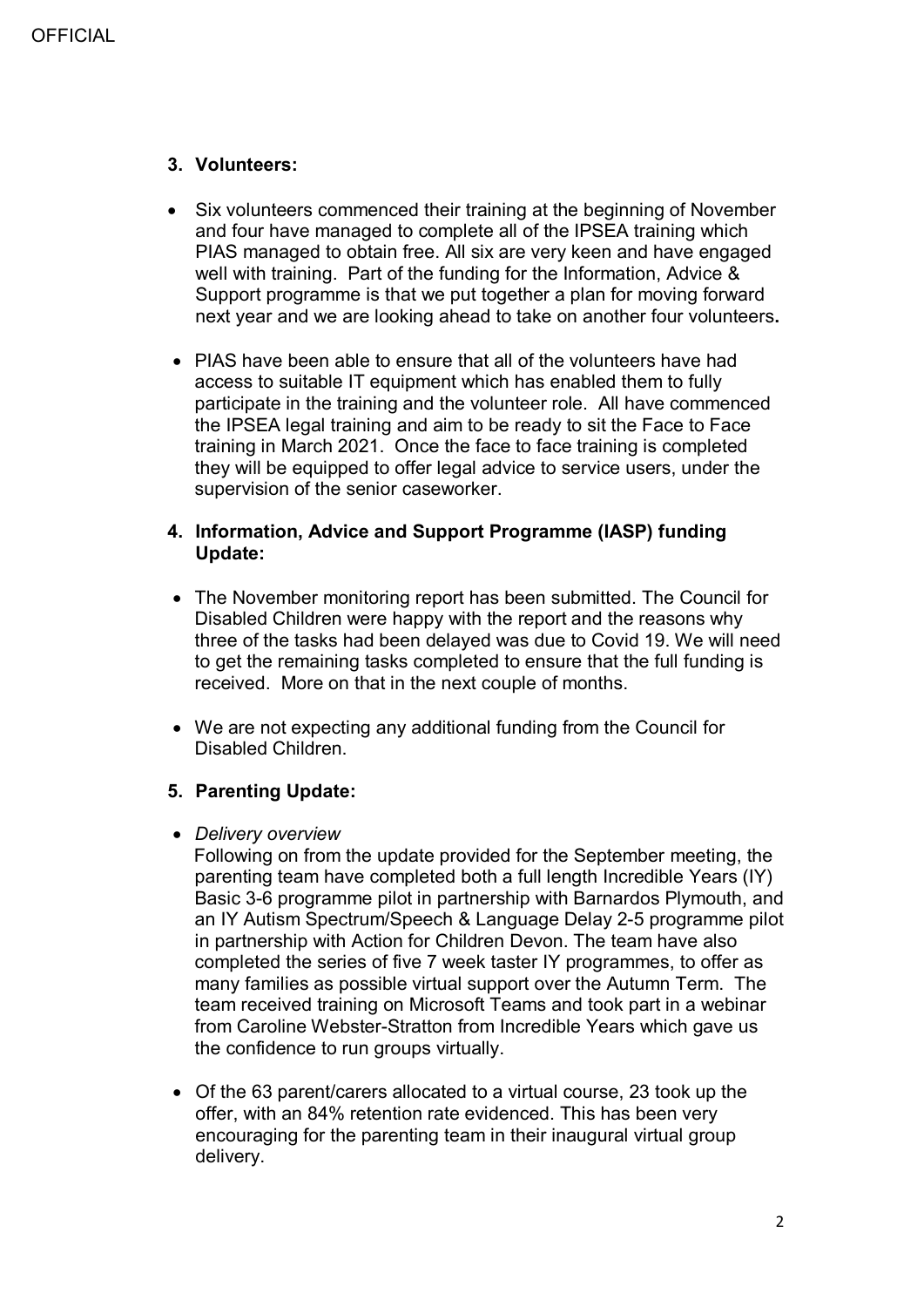## 3. Volunteers:

- Six volunteers commenced their training at the beginning of November and four have managed to complete all of the IPSEA training which PIAS managed to obtain free. All six are very keen and have engaged well with training. Part of the funding for the Information, Advice & Support programme is that we put together a plan for moving forward next year and we are looking ahead to take on another four volunteers**.**

- PIAS have been able to ensure that all of the volunteers have had access to suitable IT equipment which has enabled them to fully participate in the training and the volunteer role. All have commenced the IPSEA legal training and aim to be ready to sit the Face to Face training in March 2021. Once the face to face training is completed they will be equipped to offer legal advice to service users, under the supervision of the senior caseworker.

## 4. Information, Advice and Support Programme (IASP) funding Update:

- The November monitoring report has been submitted. The Council for Disabled Children were happy with the report and the reasons why three of the tasks had been delayed was due to Covid 19. We will need to get the remaining tasks completed to ensure that the full funding is received. More on that in the next couple of months.

- We are not expecting any additional funding from the Council for Disabled Children.

## 5. Parenting Update:

- *Delivery overview*
  Following on from the update provided for the September meeting, the parenting team have completed both a full length Incredible Years (IY) Basic 3-6 programme pilot in partnership with Barnardos Plymouth, and an IY Autism Spectrum/Speech & Language Delay 2-5 programme pilot in partnership with Action for Children Devon. The team have also completed the series of five 7 week taster IY programmes, to offer as many families as possible virtual support over the Autumn Term. The team received training on Microsoft Teams and took part in a webinar from Caroline Webster-Stratton from Incredible Years which gave us the confidence to run groups virtually.

- Of the 63 parent/carers allocated to a virtual course, 23 took up the offer, with an 84% retention rate evidenced. This has been very encouraging for the parenting team in their inaugural virtual group delivery.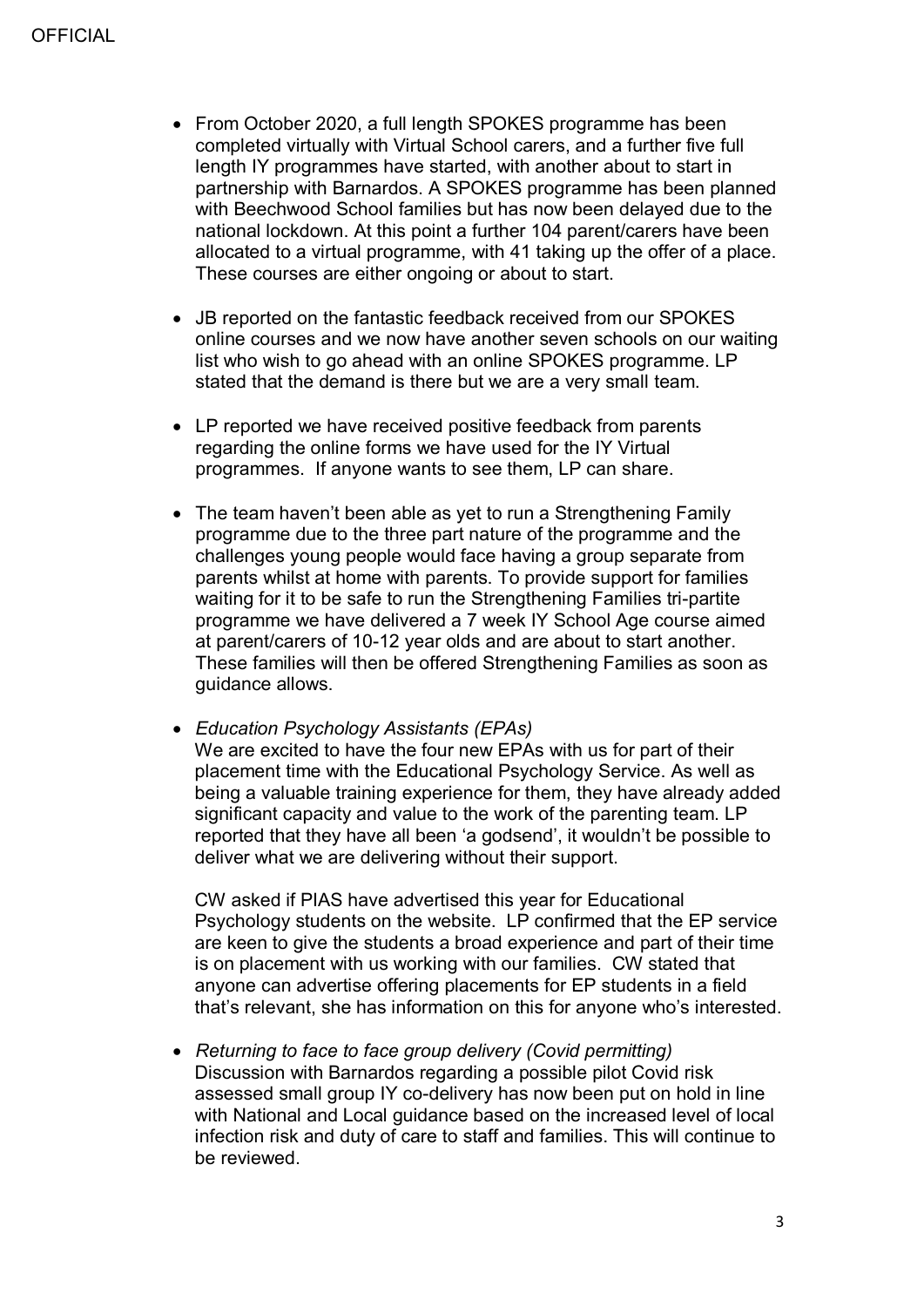- From October 2020, a full length SPOKES programme has been completed virtually with Virtual School carers, and a further five full length IY programmes have started, with another about to start in partnership with Barnardos. A SPOKES programme has been planned with Beechwood School families but has now been delayed due to the national lockdown. At this point a further 104 parent/carers have been allocated to a virtual programme, with 41 taking up the offer of a place. These courses are either ongoing or about to start.

- JB reported on the fantastic feedback received from our SPOKES online courses and we now have another seven schools on our waiting list who wish to go ahead with an online SPOKES programme. LP stated that the demand is there but we are a very small team.

- LP reported we have received positive feedback from parents regarding the online forms we have used for the IY Virtual programmes. If anyone wants to see them, LP can share.

- The team haven't been able as yet to run a Strengthening Family programme due to the three part nature of the programme and the challenges young people would face having a group separate from parents whilst at home with parents. To provide support for families waiting for it to be safe to run the Strengthening Families tri-partite programme we have delivered a 7 week IY School Age course aimed at parent/carers of 10-12 year olds and are about to start another. These families will then be offered Strengthening Families as soon as guidance allows.

- *Education Psychology Assistants (EPAs)*
  We are excited to have the four new EPAs with us for part of their placement time with the Educational Psychology Service. As well as being a valuable training experience for them, they have already added significant capacity and value to the work of the parenting team. LP reported that they have all been 'a godsend', it wouldn't be possible to deliver what we are delivering without their support.

  CW asked if PIAS have advertised this year for Educational Psychology students on the website. LP confirmed that the EP service are keen to give the students a broad experience and part of their time is on placement with us working with our families. CW stated that anyone can advertise offering placements for EP students in a field that's relevant, she has information on this for anyone who's interested.

- *Returning to face to face group delivery (Covid permitting)*
  Discussion with Barnardos regarding a possible pilot Covid risk assessed small group IY co-delivery has now been put on hold in line with National and Local guidance based on the increased level of local infection risk and duty of care to staff and families. This will continue to be reviewed.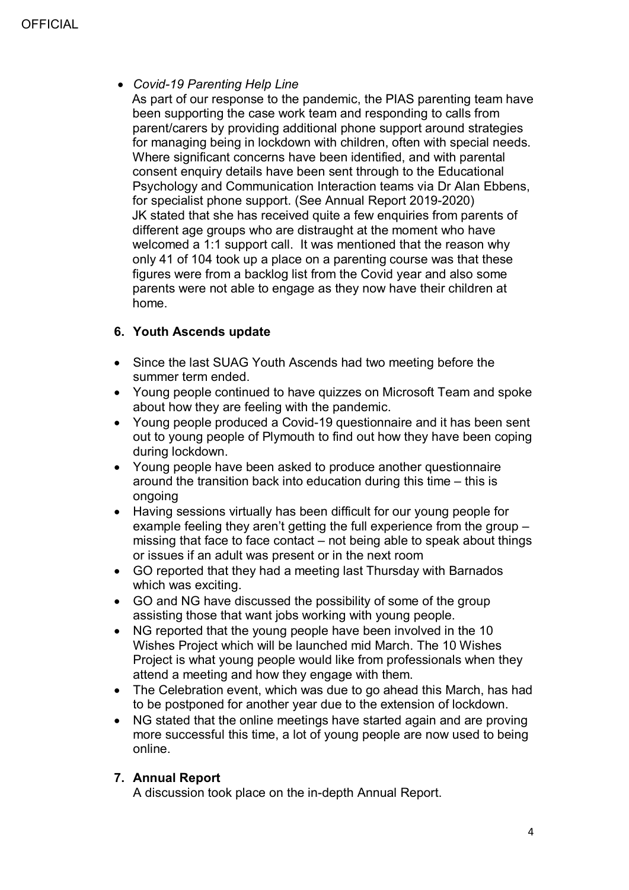- *Covid-19 Parenting Help Line*

  As part of our response to the pandemic, the PIAS parenting team have been supporting the case work team and responding to calls from parent/carers by providing additional phone support around strategies for managing being in lockdown with children, often with special needs. Where significant concerns have been identified, and with parental consent enquiry details have been sent through to the Educational Psychology and Communication Interaction teams via Dr Alan Ebbens, for specialist phone support. (See Annual Report 2019-2020)
  JK stated that she has received quite a few enquiries from parents of different age groups who are distraught at the moment who have welcomed a 1:1 support call. It was mentioned that the reason why only 41 of 104 took up a place on a parenting course was that these figures were from a backlog list from the Covid year and also some parents were not able to engage as they now have their children at home.

## 6. Youth Ascends update

- Since the last SUAG Youth Ascends had two meeting before the summer term ended.
- Young people continued to have quizzes on Microsoft Team and spoke about how they are feeling with the pandemic.
- Young people produced a Covid-19 questionnaire and it has been sent out to young people of Plymouth to find out how they have been coping during lockdown.
- Young people have been asked to produce another questionnaire around the transition back into education during this time – this is ongoing
- Having sessions virtually has been difficult for our young people for example feeling they aren't getting the full experience from the group – missing that face to face contact – not being able to speak about things or issues if an adult was present or in the next room
- GO reported that they had a meeting last Thursday with Barnados which was exciting.
- GO and NG have discussed the possibility of some of the group assisting those that want jobs working with young people.
- NG reported that the young people have been involved in the 10 Wishes Project which will be launched mid March. The 10 Wishes Project is what young people would like from professionals when they attend a meeting and how they engage with them.
- The Celebration event, which was due to go ahead this March, has had to be postponed for another year due to the extension of lockdown.
- NG stated that the online meetings have started again and are proving more successful this time, a lot of young people are now used to being online.

## 7. Annual Report

A discussion took place on the in-depth Annual Report.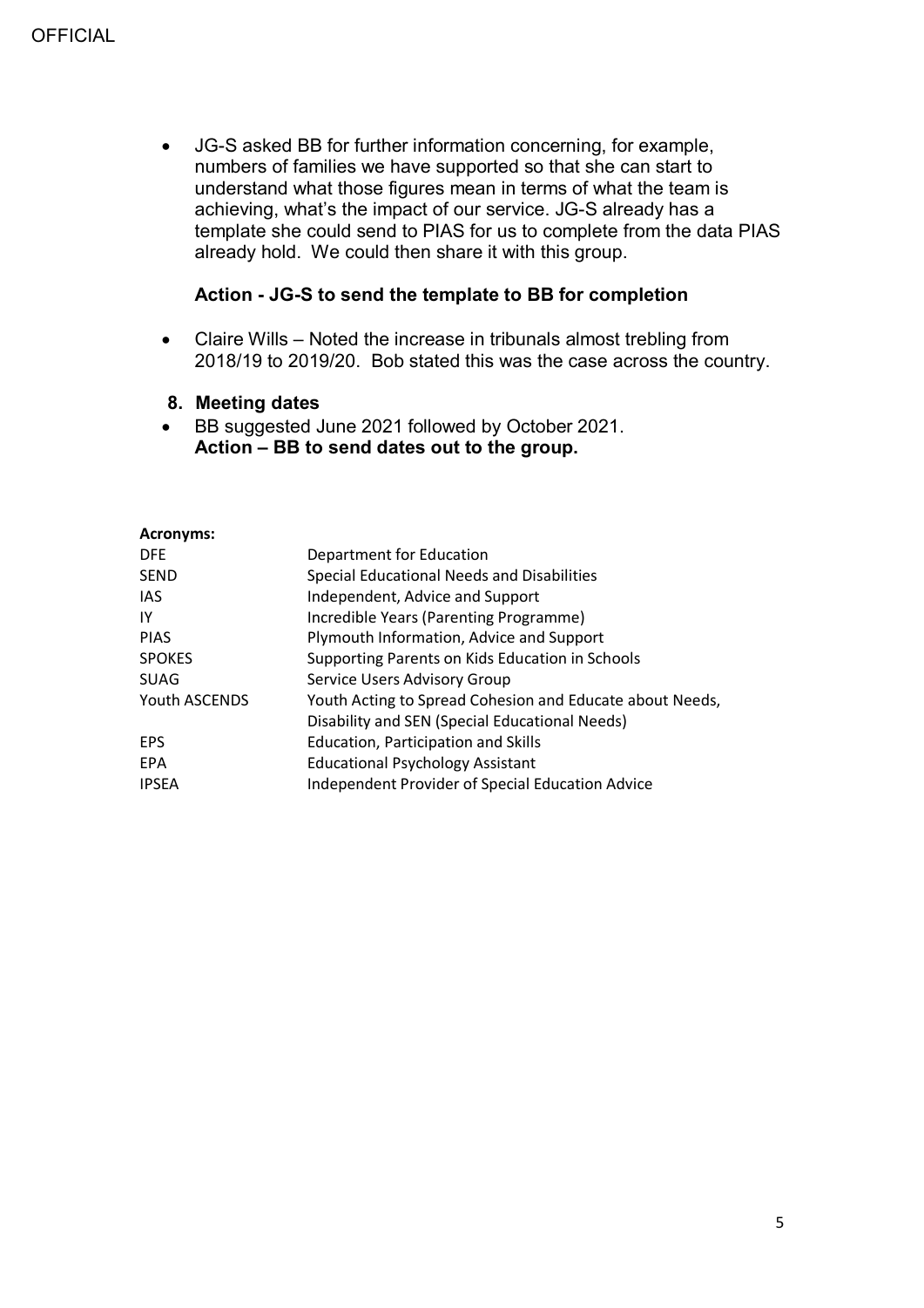- JG-S asked BB for further information concerning, for example, numbers of families we have supported so that she can start to understand what those figures mean in terms of what the team is achieving, what's the impact of our service. JG-S already has a template she could send to PIAS for us to complete from the data PIAS already hold. We could then share it with this group.

  **Action - JG-S to send the template to BB for completion**

- Claire Wills – Noted the increase in tribunals almost trebling from 2018/19 to 2019/20. Bob stated this was the case across the country.

## 8. Meeting dates

- BB suggested June 2021 followed by October 2021.
  **Action – BB to send dates out to the group.**

**Acronyms:**

| | |
|---|---|
| DFE | Department for Education |
| SEND | Special Educational Needs and Disabilities |
| IAS | Independent, Advice and Support |
| IY | Incredible Years (Parenting Programme) |
| PIAS | Plymouth Information, Advice and Support |
| SPOKES | Supporting Parents on Kids Education in Schools |
| SUAG | Service Users Advisory Group |
| Youth ASCENDS | Youth Acting to Spread Cohesion and Educate about Needs, Disability and SEN (Special Educational Needs) |
| EPS | Education, Participation and Skills |
| EPA | Educational Psychology Assistant |
| IPSEA | Independent Provider of Special Education Advice |